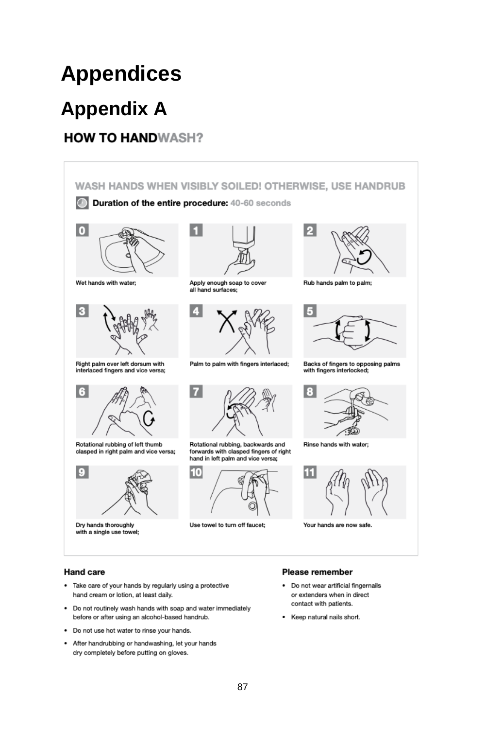# Appendices

## Appendix A

### HOW TO HANDWASH?

**WASH HANDS WHEN VISIBLY SOILED! OTHERWISE, USE HANDRUB**

**Duration of the entire procedure:** 40-60 seconds

0. Wet hands with water;
1. Apply enough soap to cover all hand surfaces;
2. Rub hands palm to palm;
3. Right palm over left dorsum with interlaced fingers and vice versa;
4. Palm to palm with fingers interlaced;
5. Backs of fingers to opposing palms with fingers interlocked;
6. Rotational rubbing of left thumb clasped in right palm and vice versa;
7. Rotational rubbing, backwards and forwards with clasped fingers of right hand in left palm and vice versa;
8. Rinse hands with water;
9. Dry hands thoroughly with a single use towel;
10. Use towel to turn off faucet;
11. Your hands are now safe.

**Hand care**

- Take care of your hands by regularly using a protective hand cream or lotion, at least daily.
- Do not routinely wash hands with soap and water immediately before or after using an alcohol-based handrub.
- Do not use hot water to rinse your hands.
- After handrubbing or handwashing, let your hands dry completely before putting on gloves.

**Please remember**

- Do not wear artificial fingernails or extenders when in direct contact with patients.
- Keep natural nails short.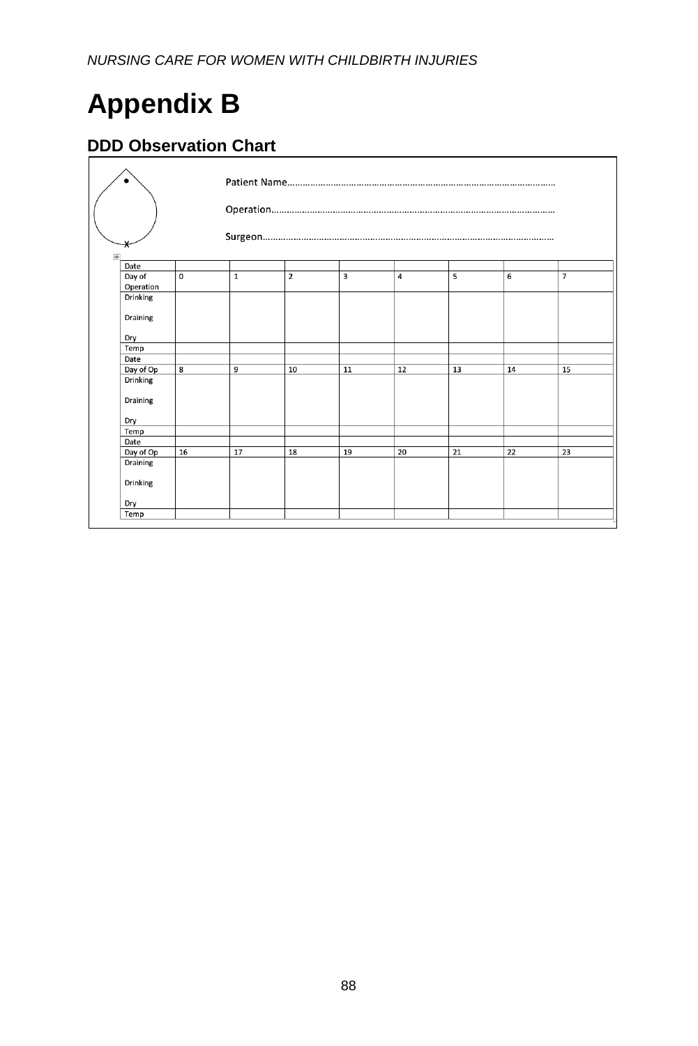# Appendix B

## DDD Observation Chart

Patient Name……………………………………………………………………………………………

Operation………………………………………………………………………………………………

Surgeon…………………………………………………………………………………………………

| Date | | | | | | | | |
|---|---|---|---|---|---|---|---|---|
| Day of Operation | 0 | 1 | 2 | 3 | 4 | 5 | 6 | 7 |
| Drinking<br><br>Draining<br><br>Dry | | | | | | | | |
| Temp | | | | | | | | |
| Date | | | | | | | | |
| Day of Op | 8 | 9 | 10 | 11 | 12 | 13 | 14 | 15 |
| Drinking<br><br>Draining<br><br>Dry | | | | | | | | |
| Temp | | | | | | | | |
| Date | | | | | | | | |
| Day of Op | 16 | 17 | 18 | 19 | 20 | 21 | 22 | 23 |
| Draining<br><br>Drinking<br><br>Dry | | | | | | | | |
| Temp | | | | | | | | |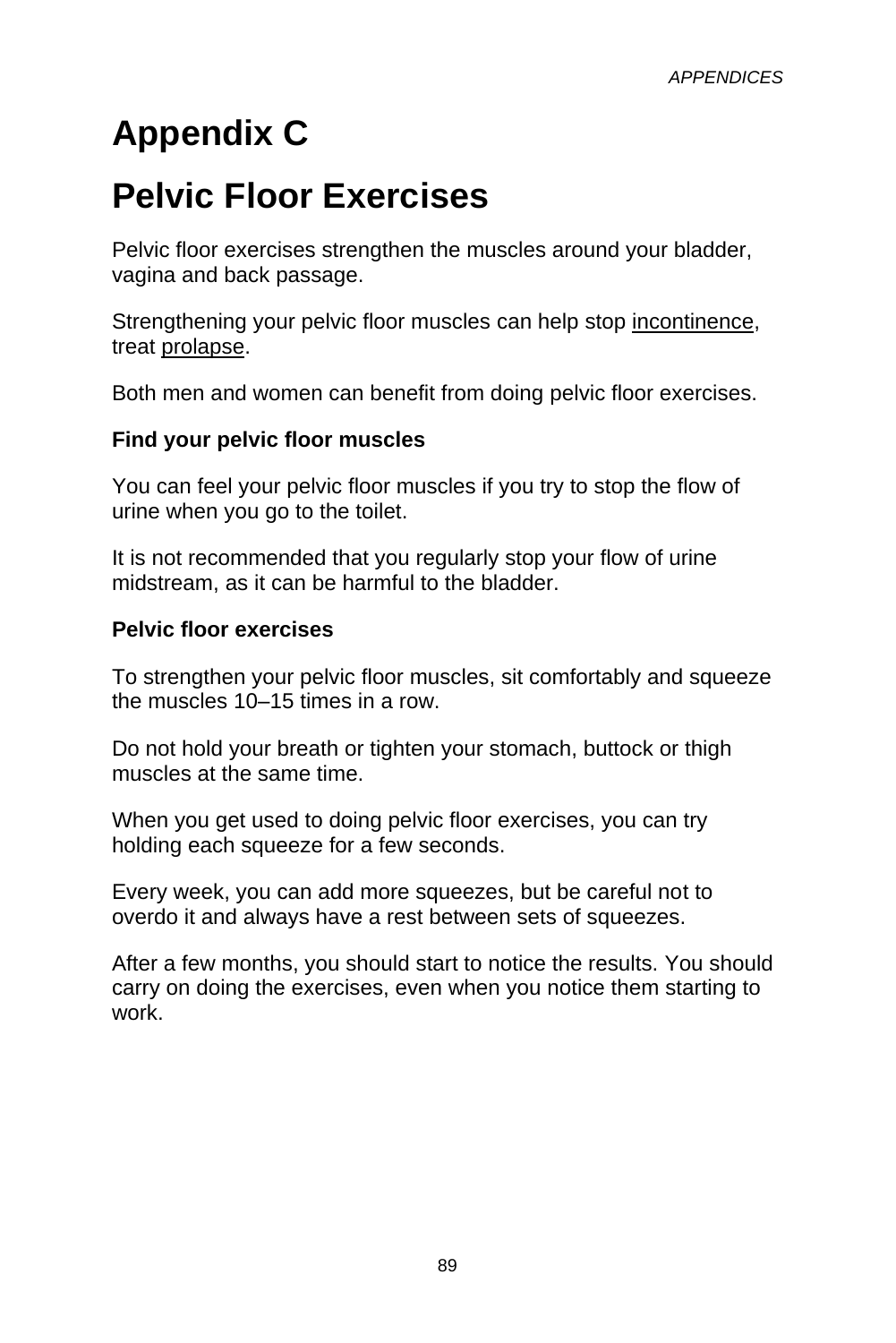# Appendix C

# Pelvic Floor Exercises

Pelvic floor exercises strengthen the muscles around your bladder, vagina and back passage.

Strengthening your pelvic floor muscles can help stop incontinence, treat prolapse.

Both men and women can benefit from doing pelvic floor exercises.

**Find your pelvic floor muscles**

You can feel your pelvic floor muscles if you try to stop the flow of urine when you go to the toilet.

It is not recommended that you regularly stop your flow of urine midstream, as it can be harmful to the bladder.

**Pelvic floor exercises**

To strengthen your pelvic floor muscles, sit comfortably and squeeze the muscles 10–15 times in a row.

Do not hold your breath or tighten your stomach, buttock or thigh muscles at the same time.

When you get used to doing pelvic floor exercises, you can try holding each squeeze for a few seconds.

Every week, you can add more squeezes, but be careful not to overdo it and always have a rest between sets of squeezes.

After a few months, you should start to notice the results. You should carry on doing the exercises, even when you notice them starting to work.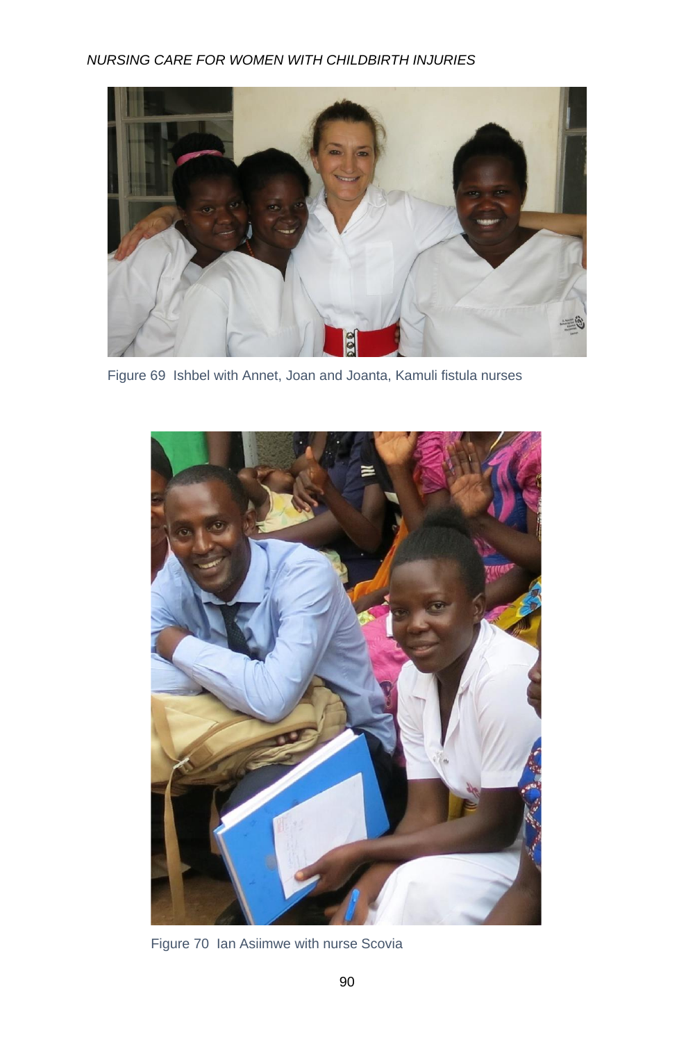Figure 69 Ishbel with Annet, Joan and Joanta, Kamuli fistula nurses

Figure 70 Ian Asiimwe with nurse Scovia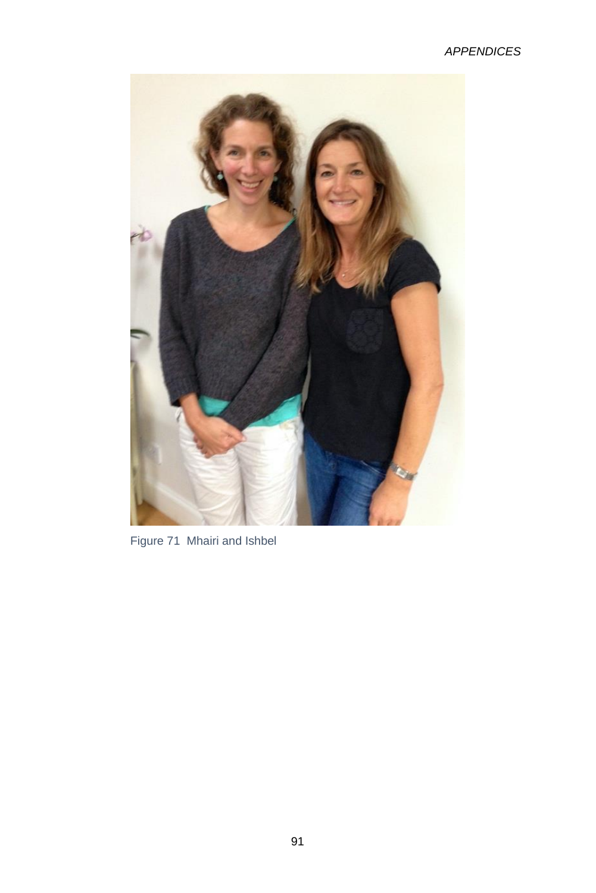Figure 71  Mhairi and Ishbel